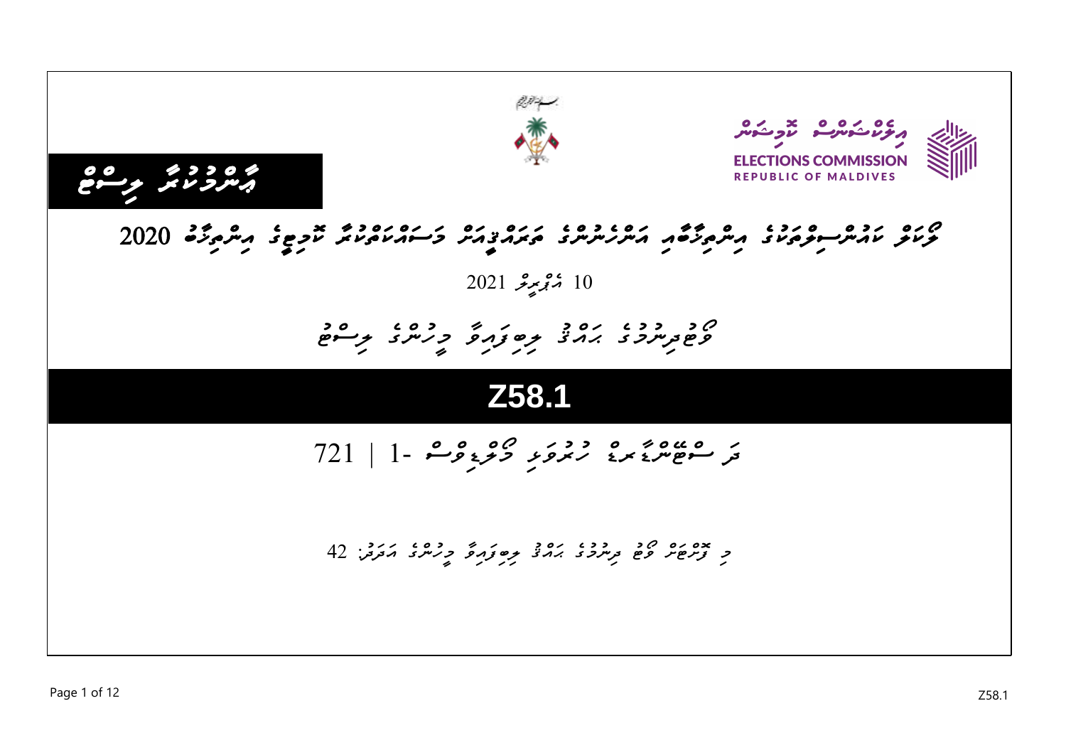ELECTIONS COMMISSION
REPUBLIC OF MALDIVES

އިންތިޚާބު ނަތީޖާ

# ލޯކަލް ކައުންސިލްތަކުގެ އިންތިޚާބާއި އަންހެނުންގެ ތަރައްޤީއަށް މަސައްކަތްކުރާ ކޮމިޓީގެ އިންތިޚާބު 2020

10 އެޕްރީލް 2021

ވޯޓުދިނުމުގެ ހައްޔު ލިބިފައިވާ މީހުންގެ ލިސްޓު

# Z58.1

ދަ ސްކޫލް ޖަޕާނީޒު ހުޅުމާލެ މޯލްޑިވްސް -1 | 721

މި ފޯމަށް ވޯޓު ދިނުމުގެ ހައްޤު ލިބިފައިވާ މީހުންގެ އަދަދު: 42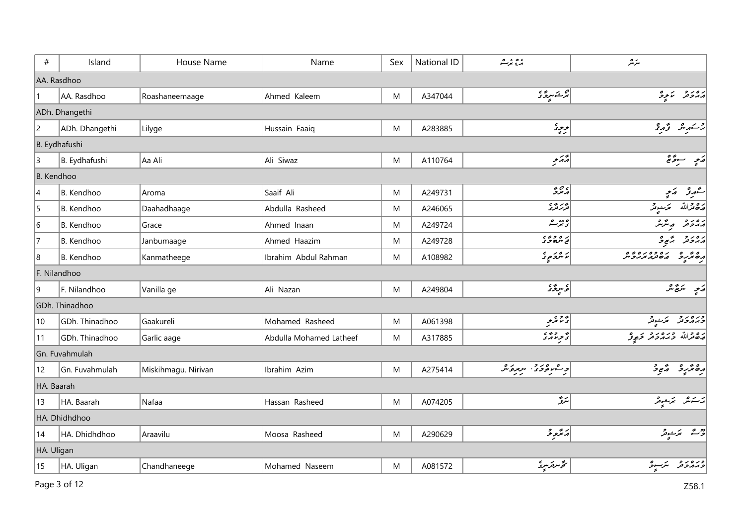| # | Island | House Name | Name | Sex | National ID | ގެއްގެ ނަން | ނަން |
|---|---|---|---|---|---|---|---|
| AA. Rasdhoo | | | | | | | |
| 1 | AA. Rasdhoo | Roashaneemaage | Ahmed Kaleem | M | A347044 | ރޯޝަނީމާގެ | އަހުމަދު ކަލީމް |
| ADh. Dhangethi | | | | | | | |
| 2 | ADh. Dhangethi | Lilyge | Hussain Faaiq | M | A283885 | ލިލީގެ | ހުސައިން ފާއިޤު |
| B. Eydhafushi | | | | | | | |
| 3 | B. Eydhafushi | Aa Ali | Ali Siwaz | M | A110764 | އާއަލި | އަލި ސިވާޒު |
| B. Kendhoo | | | | | | | |
| 4 | B. Kendhoo | Aroma | Saaif Ali | M | A249731 | އަރޯމާ | ސާއިފު އަލި |
| 5 | B. Kendhoo | Daahadhaage | Abdulla Rasheed | M | A246065 | ދާހަދާގެ | އަބްދުﷲ ރަޝީދު |
| 6 | B. Kendhoo | Grace | Ahmed Inaan | M | A249724 | ގްރޭސް | އަހުމަދު އިނާން |
| 7 | B. Kendhoo | Janbumaage | Ahmed Haazim | M | A249728 | ޖަންބުމާގެ | އަހުމަދު ހާޒިމް |
| 8 | B. Kendhoo | Kanmatheege | Ibrahim Abdul Rahman | M | A108982 | ކަންމަތީގެ | އިބްރާހިމް އަބްދުއްރަހްމާން |
| F. Nilandhoo | | | | | | | |
| 9 | F. Nilandhoo | Vanilla ge | Ali Nazan | M | A249804 | ވެނިލާގެ | އަލި ނަޒާން |
| GDh. Thinadhoo | | | | | | | |
| 10 | GDh. Thinadhoo | Gaakureli | Mohamed Rasheed | M | A061398 | ގާކުރެލި | މުހައްމަދު ރަޝީދު |
| 11 | GDh. Thinadhoo | Garlic aage | Abdulla Mohamed Latheef | M | A317885 | ގާލިކްއާގެ | އަބްދުﷲ މުހައްމަދު ލަޠީފު |
| Gn. Fuvahmulah | | | | | | | |
| 12 | Gn. Fuvahmulah | Miskihmagu. Nirivan | Ibrahim Azim | M | A275414 | މިސްކިއްމަގު. ނިރިވަން | އިބްރާހިމް އާޒިމް |
| HA. Baarah | | | | | | | |
| 13 | HA. Baarah | Nafaa | Hassan Rasheed | M | A074205 | ނަފާ | ހަސަން ރަޝީދު |
| HA. Dhidhdhoo | | | | | | | |
| 14 | HA. Dhidhdhoo | Araavilu | Moosa Rasheed | M | A290629 | އަރާވިލު | މޫސާ ރަޝީދު |
| HA. Uligan | | | | | | | |
| 15 | HA. Uligan | Chandhaneege | Mohamed Naseem | M | A081572 | ޗަންދަނީގެ | މުހައްމަދު ނަސީމް |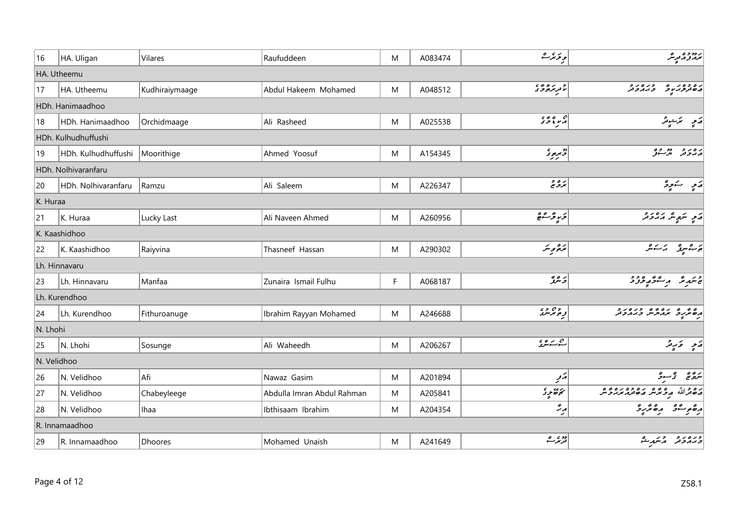| 16 | HA. Uligan | Vilares | Raufuddeen | M | A083474 | ވިލަރެސް | ރައުފުއްދީން |
|---|---|---|---|---|---|---|---|
| HA. Utheemu | | | | | | | |
| 17 | HA. Utheemu | Kudhiraiymaage | Abdul Hakeem Mohamed | M | A048512 | ކުދިރައްމާގެ | އަބްދުލްހަކީމް މުހައްމަދު |
| HDh. Hanimaadhoo | | | | | | | |
| 18 | HDh. Hanimaadhoo | Orchidmaage | Ali Rasheed | M | A025538 | އޯކިޑްމާގެ | އަލި ރަޝީދު |
| HDh. Kulhudhuffushi | | | | | | | |
| 19 | HDh. Kulhudhuffushi | Moorithige | Ahmed Yoosuf | M | A154345 | މޫރިތިގެ | އަހްމަދު ޔޫސުފު |
| HDh. Nolhivaranfaru | | | | | | | |
| 20 | HDh. Nolhivaranfaru | Ramzu | Ali Saleem | M | A226347 | ރަމްޒު | އަލި ސަލީމް |
| K. Huraa | | | | | | | |
| 21 | K. Huraa | Lucky Last | Ali Naveen Ahmed | M | A260956 | ލަކީލާސްޓް | އަލި ނަވީން އަހްމަދު |
| K. Kaashidhoo | | | | | | | |
| 22 | K. Kaashidhoo | Raiyvina | Thasneef Hassan | M | A290302 | ރައްވިނަ | ތަސްނީފް ޙަސަން |
| Lh. Hinnavaru | | | | | | | |
| 23 | Lh. Hinnavaru | Manfaa | Zunaira Ismail Fulhu | F | A068187 | މަންފާ | ޒުނައިރާ އިސްމާއިލްފުޅު |
| Lh. Kurendhoo | | | | | | | |
| 24 | Lh. Kurendhoo | Fithuroanuge | Ibrahim Rayyan Mohamed | M | A246688 | ފިތުރޯނުގެ | އިބްރާހީމް ރައްޔާން މުހައްމަދު |
| N. Lhohi | | | | | | | |
| 25 | N. Lhohi | Sosunge | Ali Waheedh | M | A206267 | ސޯސަންގެ | އަލި ވަހީދު |
| N. Velidhoo | | | | | | | |
| 26 | N. Velidhoo | Afi | Nawaz Gasim | M | A201894 | އަފި | ނަވާޒް ގާސިމް |
| 27 | N. Velidhoo | Chabeyleege | Abdulla Imran Abdul Rahman | M | A205841 | ޗަބޭލީގެ | އަބްދުﷲ އިމްރާން އަބްދުއްރަޙްމާން |
| 28 | N. Velidhoo | Ihaa | Ibthisaam Ibrahim | M | A204354 | އިހާ | އިބްތިސާމް އިބްރާހީމް |
| R. Innamaadhoo | | | | | | | |
| 29 | R. Innamaadhoo | Dhoores | Mohamed Unaish | M | A241649 | ދޫރެސް | މުހައްމަދު އުނައިޝް |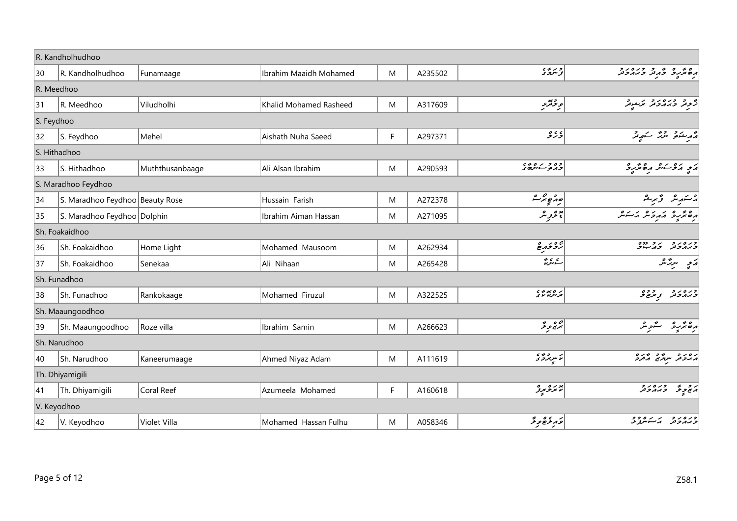| | | | | | | | |
|---|---|---|---|---|---|---|---|
| R. Kandholhudhoo | | | | | | | |
| 30 | R. Kandholhudhoo | Funamaage | Ibrahim Maaidh Mohamed | M | A235502 | ފުނަމާގެ | އިބްރާހީމް މާއިދު މުޙައްމަދު |
| R. Meedhoo | | | | | | | |
| 31 | R. Meedhoo | Viludholhi | Khalid Mohamed Rasheed | M | A317609 | ވިލުދޮޅި | ޚާލިދު މުޙައްމަދު ރަޝީދު |
| S. Feydhoo | | | | | | | |
| 32 | S. Feydhoo | Mehel | Aishath Nuha Saeed | F | A297371 | މެހެލް | އާއިޝަތު ނުހާ ސައީދު |
| S. Hithadhoo | | | | | | | |
| 33 | S. Hithadhoo | Muththusanbaage | Ali Alsan Ibrahim | M | A290593 | މުއްތުސަންބާގެ | އަލި އަލްސަން އިބްރާހީމް |
| S. Maradhoo Feydhoo | | | | | | | |
| 34 | S. Maradhoo Feydhoo | Beauty Rose | Hussain Farish | M | A272378 | ބިއުޓީރޯސް | ހުސައިން ފާރިޝް |
| 35 | S. Maradhoo Feydhoo | Dolphin | Ibrahim Aiman Hassan | M | A271095 | ޑޮލްފިން | އިބްރާހީމް އައިމަން ހަސަން |
| Sh. Foakaidhoo | | | | | | | |
| 36 | Sh. Foakaidhoo | Home Light | Mohamed Mausoom | M | A262934 | ހޯމްލައިޓް | މުޙައްމަދު މައުސޫމް |
| 37 | Sh. Foakaidhoo | Senekaa | Ali Nihaan | M | A265428 | ސެނެކާ | އަލި ނިހާން |
| Sh. Funadhoo | | | | | | | |
| 38 | Sh. Funadhoo | Rankokaage | Mohamed Firuzul | M | A322525 | ރަންކޮކާގެ | މުޙައްމަދު ފިރުޒުލް |
| Sh. Maaungoodhoo | | | | | | | |
| 39 | Sh. Maaungoodhoo | Roze villa | Ibrahim Samin | M | A266623 | ރޯޒްވިލާ | އިބްރާހީމް ސާމިން |
| Sh. Narudhoo | | | | | | | |
| 40 | Sh. Narudhoo | Kaneerumaage | Ahmed Niyaz Adam | M | A111619 | ކަނީރުމާގެ | އަޙްމަދު ނިޔާޒް އާދަމް |
| Th. Dhiyamigili | | | | | | | |
| 41 | Th. Dhiyamigili | Coral Reef | Azumeela Mohamed | F | A160618 | ކޯރަލްރީފް | އަޒުމީލާ މުޙައްމަދު |
| V. Keyodhoo | | | | | | | |
| 42 | V. Keyodhoo | Violet Villa | Mohamed Hassan Fulhu | M | A058346 | ވައިލެޓްވިލާ | މުޙައްމަދު ހަސަންފުޅު |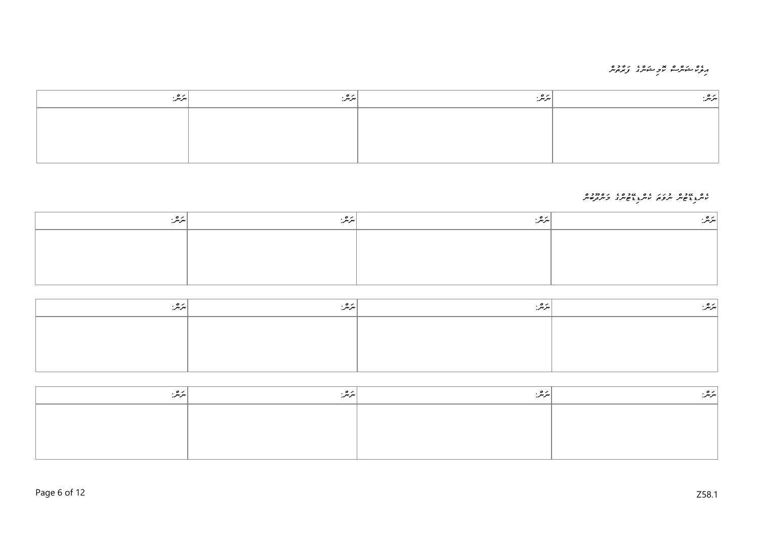# އިވެންޓަންސް ކޮމިޓަންގެ ފަރާތުން

| ނަން: | ނަން: | ނަން: | ނަން: |
|---|---|---|---|
| | | | |

# ކުންފުނީގެ ނުވަތަ ކުންފުނީގެ މަސްދަރު

| ނަން: | ނަން: | ނަން: | ނަން: |
|---|---|---|---|
| | | | |

| ނަން: | ނަން: | ނަން: | ނަން: |
|---|---|---|---|
| | | | |

| ނަން: | ނަން: | ނަން: | ނަން: |
|---|---|---|---|
| | | | |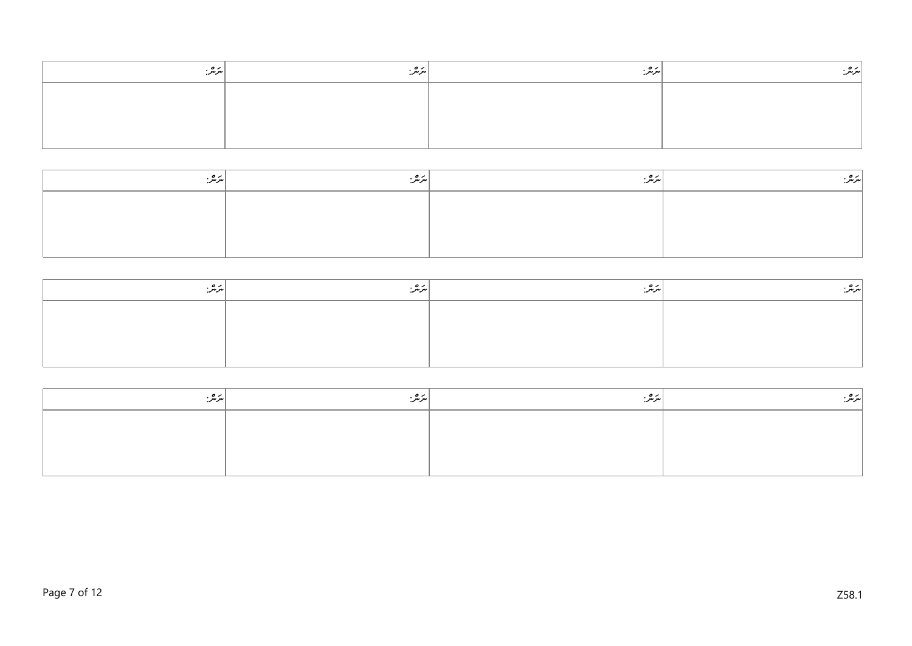| ނަންބަރ: | ނަންބަރ: | ނަންބަރ: | ނަންބަރ: |
|---|---|---|---|
| | | | |

| ނަންބަރ: | ނަންބަރ: | ނަންބަރ: | ނަންބަރ: |
|---|---|---|---|
| | | | |

| ނަންބަރ: | ނަންބަރ: | ނަންބަރ: | ނަންބަރ: |
|---|---|---|---|
| | | | |

| ނަންބަރ: | ނަންބަރ: | ނަންބަރ: | ނަންބަރ: |
|---|---|---|---|
| | | | |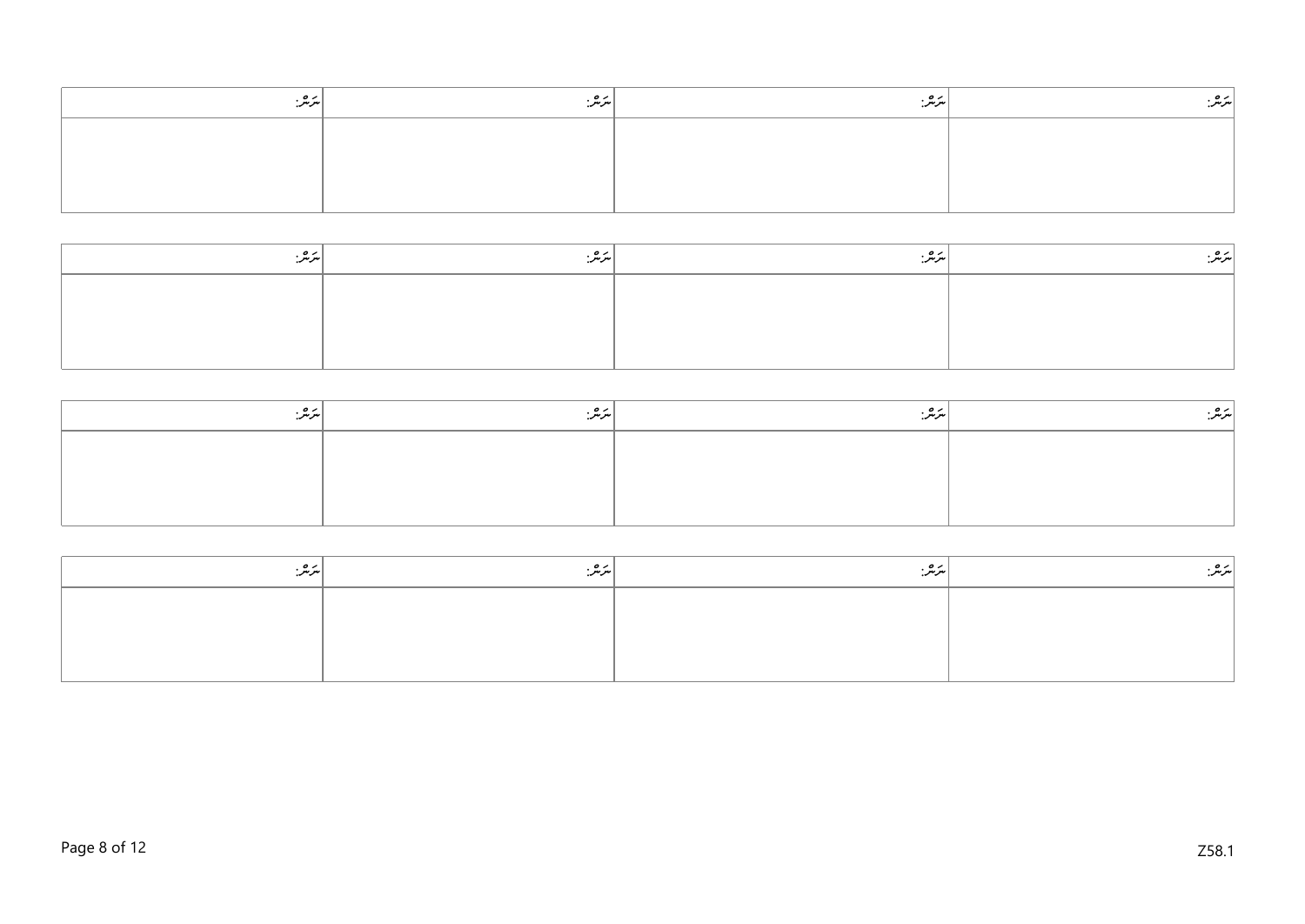| ނަންބަރު: | ނަންބަރު: | ނަންބަރު: | ނަންބަރު: |
|---|---|---|---|
| | | | |

| ނަންބަރު: | ނަންބަރު: | ނަންބަރު: | ނަންބަރު: |
|---|---|---|---|
| | | | |

| ނަންބަރު: | ނަންބަރު: | ނަންބަރު: | ނަންބަރު: |
|---|---|---|---|
| | | | |

| ނަންބަރު: | ނަންބަރު: | ނަންބަރު: | ނަންބަރު: |
|---|---|---|---|
| | | | |

Z58.1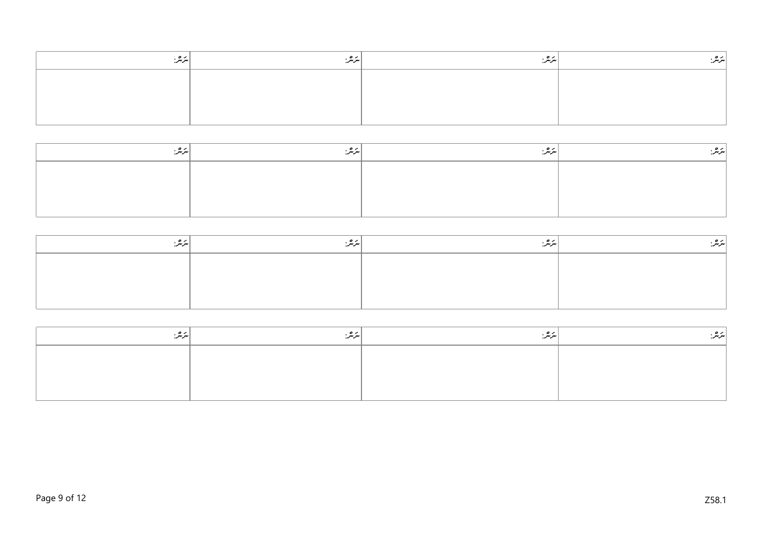| ނަރުތ: | ނަރުތ: | ނަރުތ: | ނަރުތ: |
| --- | --- | --- | --- |
| | | | |

| ނަރުތ: | ނަރުތ: | ނަރުތ: | ނަރުތ: |
| --- | --- | --- | --- |
| | | | |

| ނަރުތ: | ނަރުތ: | ނަރުތ: | ނަރުތ: |
| --- | --- | --- | --- |
| | | | |

| ނަރުތ: | ނަރުތ: | ނަރުތ: | ނަރުތ: |
| --- | --- | --- | --- |
| | | | |

Z58.1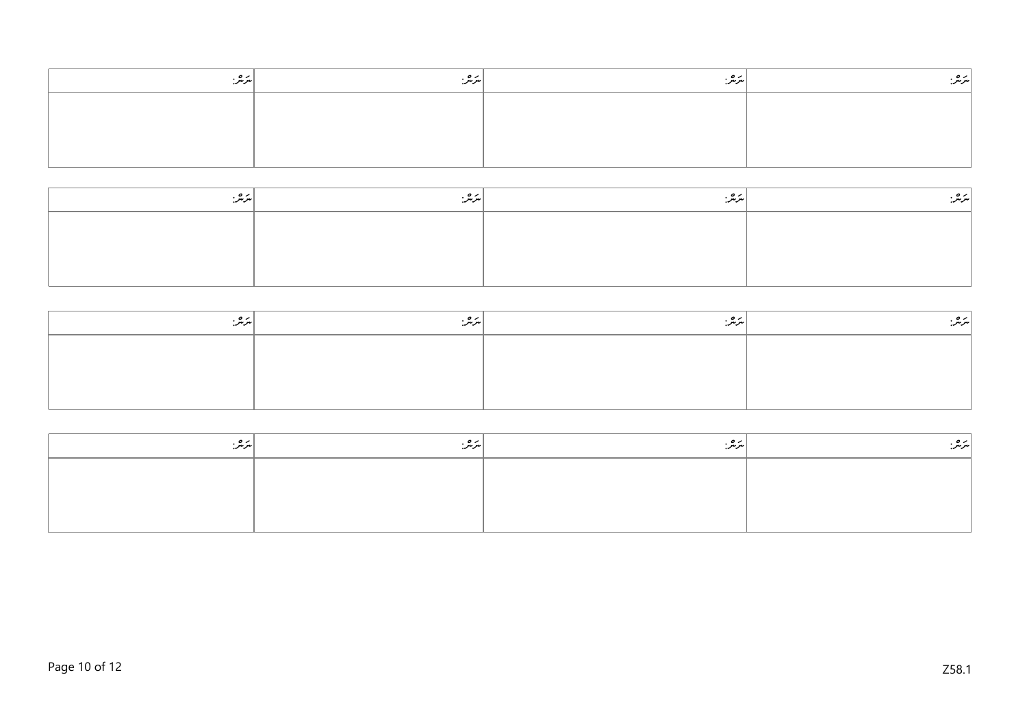| ނަރަދ: | ނަރަދ: | ނަރަދ: | ނަރަދ: |
| --- | --- | --- | --- |
| | | | |

| ނަރަދ: | ނަރަދ: | ނަރަދ: | ނަރަދ: |
| --- | --- | --- | --- |
| | | | |

| ނަރަދ: | ނަރަދ: | ނަރަދ: | ނަރަދ: |
| --- | --- | --- | --- |
| | | | |

| ނަރަދ: | ނަރަދ: | ނަރަދ: | ނަރަދ: |
| --- | --- | --- | --- |
| | | | |

Z58.1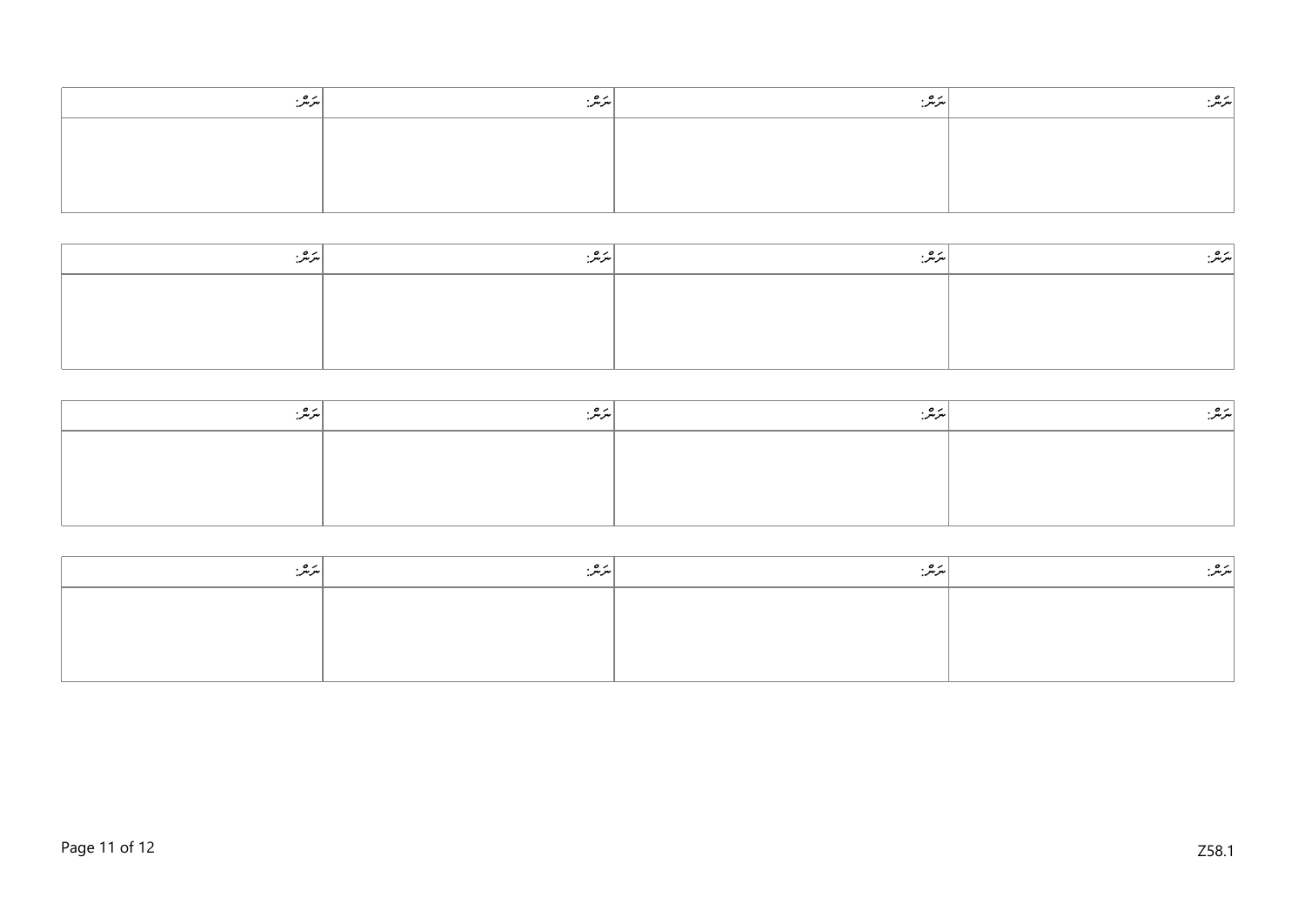| ىَرَسْ: | ىَرَسْ: | ىَرَسْ: | ىَرَسْ: |
| --- | --- | --- | --- |
|  |  |  |  |

| ىَرَسْ: | ىَرَسْ: | ىَرَسْ: | ىَرَسْ: |
| --- | --- | --- | --- |
|  |  |  |  |

| ىَرَسْ: | ىَرَسْ: | ىَرَسْ: | ىَرَسْ: |
| --- | --- | --- | --- |
|  |  |  |  |

| ىَرَسْ: | ىَرَسْ: | ىَرَسْ: | ىَرَسْ: |
| --- | --- | --- | --- |
|  |  |  |  |

Z58.1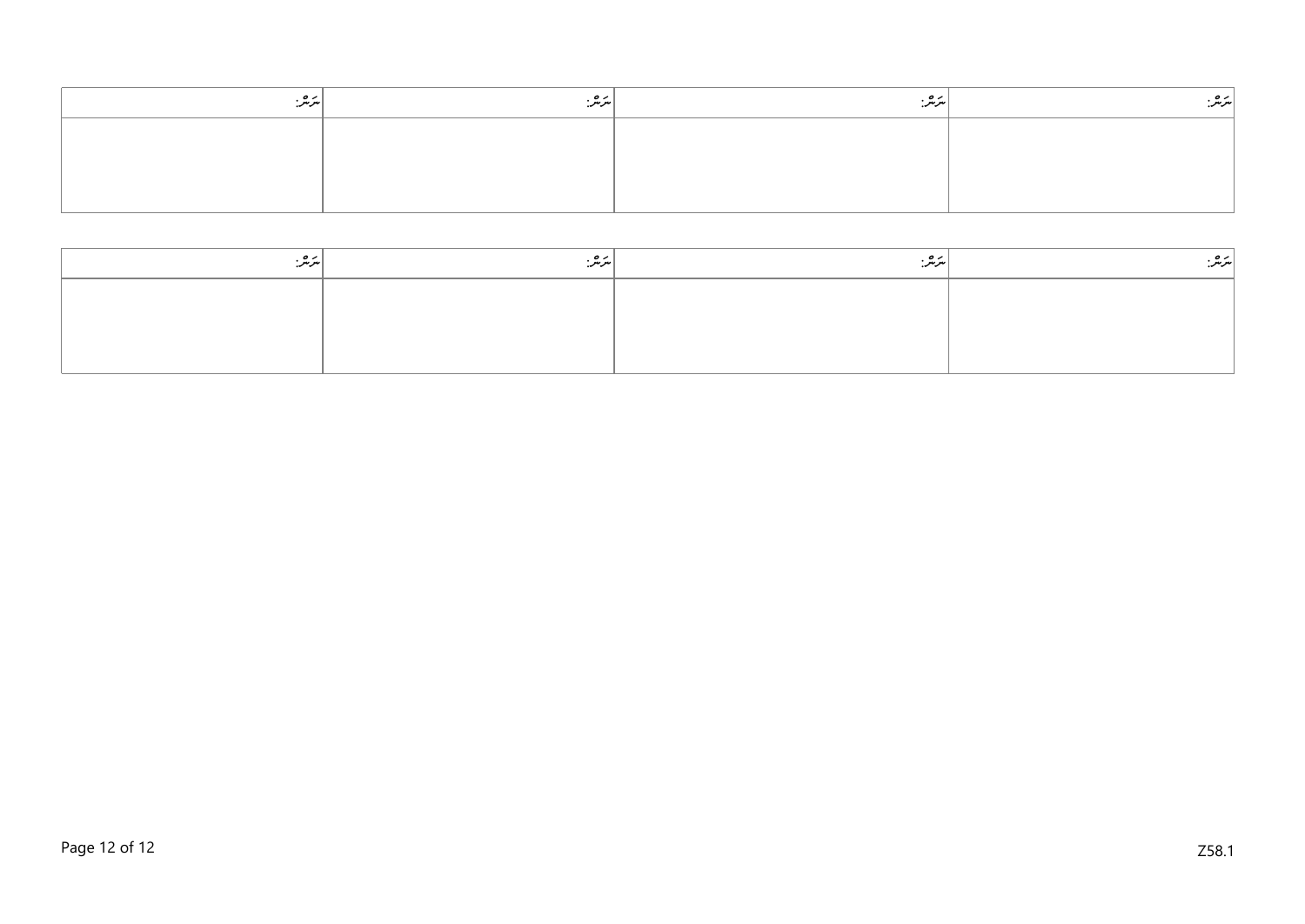| ި:ޝަޑު | ި:ޝަޑު | ި:ޝަޑު | ި:ޝަޑު |
| --- | --- | --- | --- |
| | | | |

| ި:ޝަޑު | ި:ޝަޑު | ި:ޝަޑު | ި:ޝަޑު |
| --- | --- | --- | --- |
| | | | |